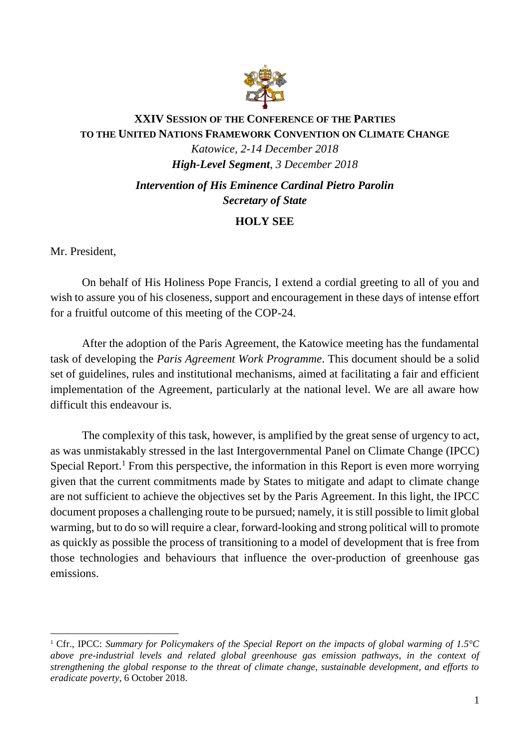**XXIV SESSION OF THE CONFERENCE OF THE PARTIES**
**TO THE UNITED NATIONS FRAMEWORK CONVENTION ON CLIMATE CHANGE**

*Katowice, 2-14 December 2018*

***High-Level Segment**, 3 December 2018*

***Intervention of His Eminence Cardinal Pietro Parolin***
***Secretary of State***

**HOLY SEE**

Mr. President,

On behalf of His Holiness Pope Francis, I extend a cordial greeting to all of you and wish to assure you of his closeness, support and encouragement in these days of intense effort for a fruitful outcome of this meeting of the COP-24.

After the adoption of the Paris Agreement, the Katowice meeting has the fundamental task of developing the *Paris Agreement Work Programme*. This document should be a solid set of guidelines, rules and institutional mechanisms, aimed at facilitating a fair and efficient implementation of the Agreement, particularly at the national level. We are all aware how difficult this endeavour is.

The complexity of this task, however, is amplified by the great sense of urgency to act, as was unmistakably stressed in the last Intergovernmental Panel on Climate Change (IPCC) Special Report.[1] From this perspective, the information in this Report is even more worrying given that the current commitments made by States to mitigate and adapt to climate change are not sufficient to achieve the objectives set by the Paris Agreement. In this light, the IPCC document proposes a challenging route to be pursued; namely, it is still possible to limit global warming, but to do so will require a clear, forward-looking and strong political will to promote as quickly as possible the process of transitioning to a model of development that is free from those technologies and behaviours that influence the over-production of greenhouse gas emissions.

---

[1] Cfr., IPCC: *Summary for Policymakers of the Special Report on the impacts of global warming of 1.5°C above pre-industrial levels and related global greenhouse gas emission pathways, in the context of strengthening the global response to the threat of climate change, sustainable development, and efforts to eradicate poverty*, 6 October 2018.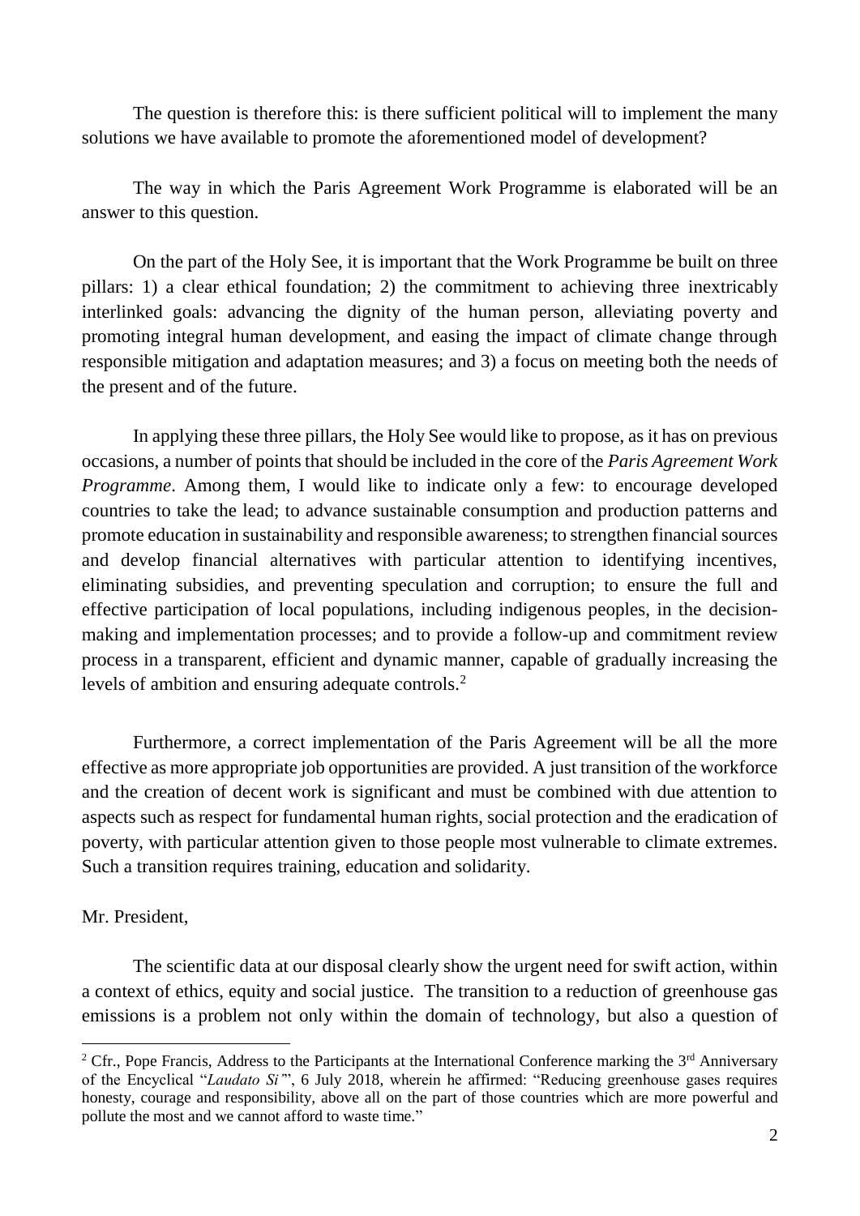The question is therefore this: is there sufficient political will to implement the many solutions we have available to promote the aforementioned model of development?

The way in which the Paris Agreement Work Programme is elaborated will be an answer to this question.

On the part of the Holy See, it is important that the Work Programme be built on three pillars: 1) a clear ethical foundation; 2) the commitment to achieving three inextricably interlinked goals: advancing the dignity of the human person, alleviating poverty and promoting integral human development, and easing the impact of climate change through responsible mitigation and adaptation measures; and 3) a focus on meeting both the needs of the present and of the future.

In applying these three pillars, the Holy See would like to propose, as it has on previous occasions, a number of points that should be included in the core of the *Paris Agreement Work Programme*. Among them, I would like to indicate only a few: to encourage developed countries to take the lead; to advance sustainable consumption and production patterns and promote education in sustainability and responsible awareness; to strengthen financial sources and develop financial alternatives with particular attention to identifying incentives, eliminating subsidies, and preventing speculation and corruption; to ensure the full and effective participation of local populations, including indigenous peoples, in the decision-making and implementation processes; and to provide a follow-up and commitment review process in a transparent, efficient and dynamic manner, capable of gradually increasing the levels of ambition and ensuring adequate controls.[2]

Furthermore, a correct implementation of the Paris Agreement will be all the more effective as more appropriate job opportunities are provided. A just transition of the workforce and the creation of decent work is significant and must be combined with due attention to aspects such as respect for fundamental human rights, social protection and the eradication of poverty, with particular attention given to those people most vulnerable to climate extremes. Such a transition requires training, education and solidarity.

Mr. President,

The scientific data at our disposal clearly show the urgent need for swift action, within a context of ethics, equity and social justice. The transition to a reduction of greenhouse gas emissions is a problem not only within the domain of technology, but also a question of

---

[2] Cfr., Pope Francis, Address to the Participants at the International Conference marking the 3rd Anniversary of the Encyclical "*Laudato Si'*", 6 July 2018, wherein he affirmed: "Reducing greenhouse gases requires honesty, courage and responsibility, above all on the part of those countries which are more powerful and pollute the most and we cannot afford to waste time."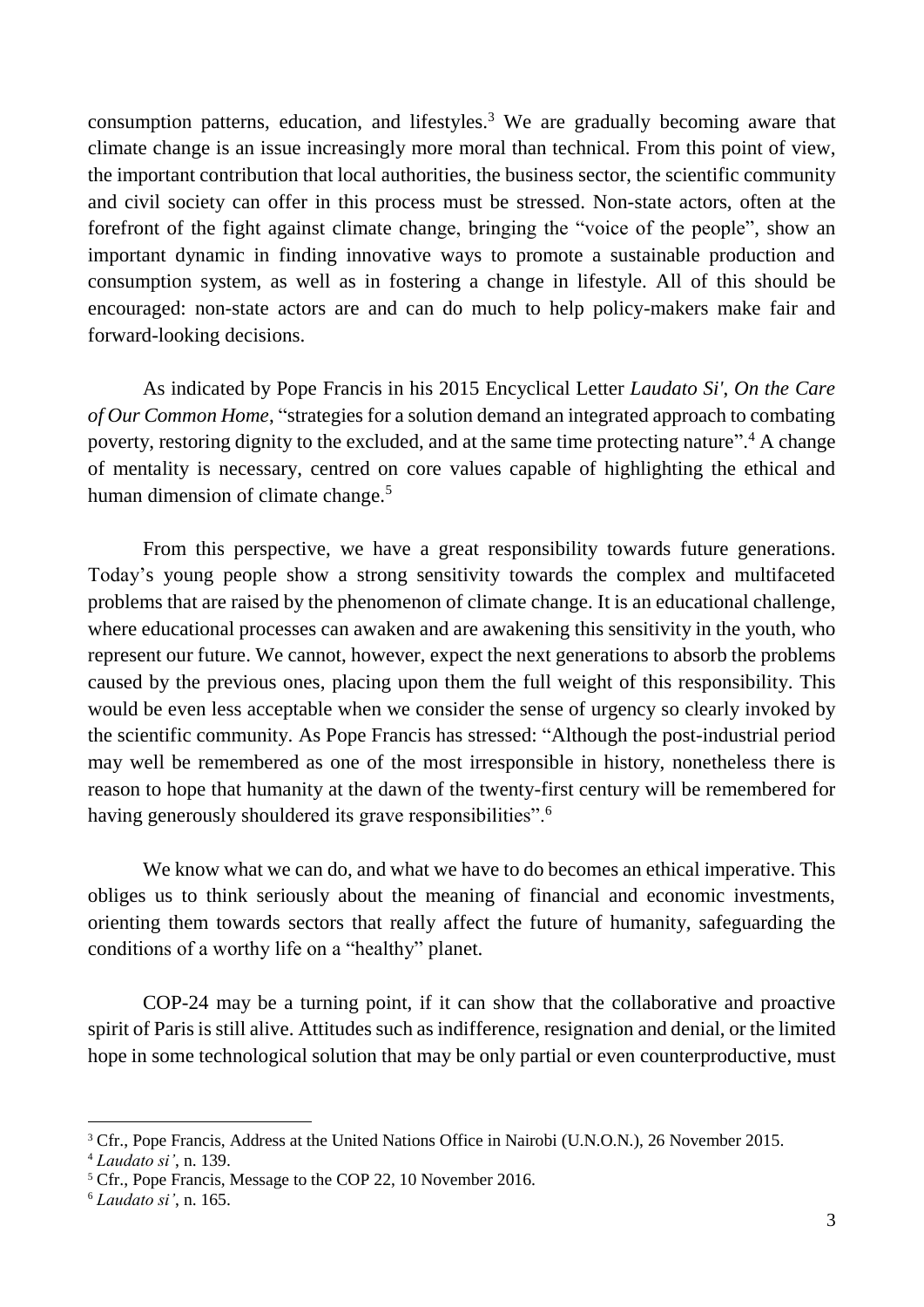consumption patterns, education, and lifestyles.[3] We are gradually becoming aware that climate change is an issue increasingly more moral than technical. From this point of view, the important contribution that local authorities, the business sector, the scientific community and civil society can offer in this process must be stressed. Non-state actors, often at the forefront of the fight against climate change, bringing the "voice of the people", show an important dynamic in finding innovative ways to promote a sustainable production and consumption system, as well as in fostering a change in lifestyle. All of this should be encouraged: non-state actors are and can do much to help policy-makers make fair and forward-looking decisions.

As indicated by Pope Francis in his 2015 Encyclical Letter *Laudato Si'*, *On the Care of Our Common Home*, "strategies for a solution demand an integrated approach to combating poverty, restoring dignity to the excluded, and at the same time protecting nature".[4] A change of mentality is necessary, centred on core values capable of highlighting the ethical and human dimension of climate change.[5]

From this perspective, we have a great responsibility towards future generations. Today's young people show a strong sensitivity towards the complex and multifaceted problems that are raised by the phenomenon of climate change. It is an educational challenge, where educational processes can awaken and are awakening this sensitivity in the youth, who represent our future. We cannot, however, expect the next generations to absorb the problems caused by the previous ones, placing upon them the full weight of this responsibility. This would be even less acceptable when we consider the sense of urgency so clearly invoked by the scientific community. As Pope Francis has stressed: "Although the post-industrial period may well be remembered as one of the most irresponsible in history, nonetheless there is reason to hope that humanity at the dawn of the twenty-first century will be remembered for having generously shouldered its grave responsibilities".[6]

We know what we can do, and what we have to do becomes an ethical imperative. This obliges us to think seriously about the meaning of financial and economic investments, orienting them towards sectors that really affect the future of humanity, safeguarding the conditions of a worthy life on a "healthy" planet.

COP-24 may be a turning point, if it can show that the collaborative and proactive spirit of Paris is still alive. Attitudes such as indifference, resignation and denial, or the limited hope in some technological solution that may be only partial or even counterproductive, must

---

[3] Cfr., Pope Francis, Address at the United Nations Office in Nairobi (U.N.O.N.), 26 November 2015.

[4] *Laudato si'*, n. 139.

[5] Cfr., Pope Francis, Message to the COP 22, 10 November 2016.

[6] *Laudato si'*, n. 165.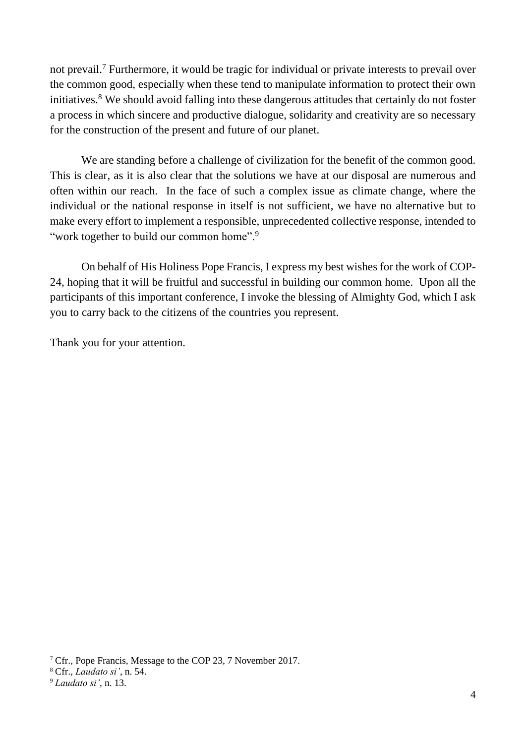not prevail.[7] Furthermore, it would be tragic for individual or private interests to prevail over the common good, especially when these tend to manipulate information to protect their own initiatives.[8] We should avoid falling into these dangerous attitudes that certainly do not foster a process in which sincere and productive dialogue, solidarity and creativity are so necessary for the construction of the present and future of our planet.

We are standing before a challenge of civilization for the benefit of the common good. This is clear, as it is also clear that the solutions we have at our disposal are numerous and often within our reach. In the face of such a complex issue as climate change, where the individual or the national response in itself is not sufficient, we have no alternative but to make every effort to implement a responsible, unprecedented collective response, intended to "work together to build our common home".[9]

On behalf of His Holiness Pope Francis, I express my best wishes for the work of COP-24, hoping that it will be fruitful and successful in building our common home. Upon all the participants of this important conference, I invoke the blessing of Almighty God, which I ask you to carry back to the citizens of the countries you represent.

Thank you for your attention.

---

[7] Cfr., Pope Francis, Message to the COP 23, 7 November 2017.

[8] Cfr., *Laudato si'*, n. 54.

[9] *Laudato si'*, n. 13.